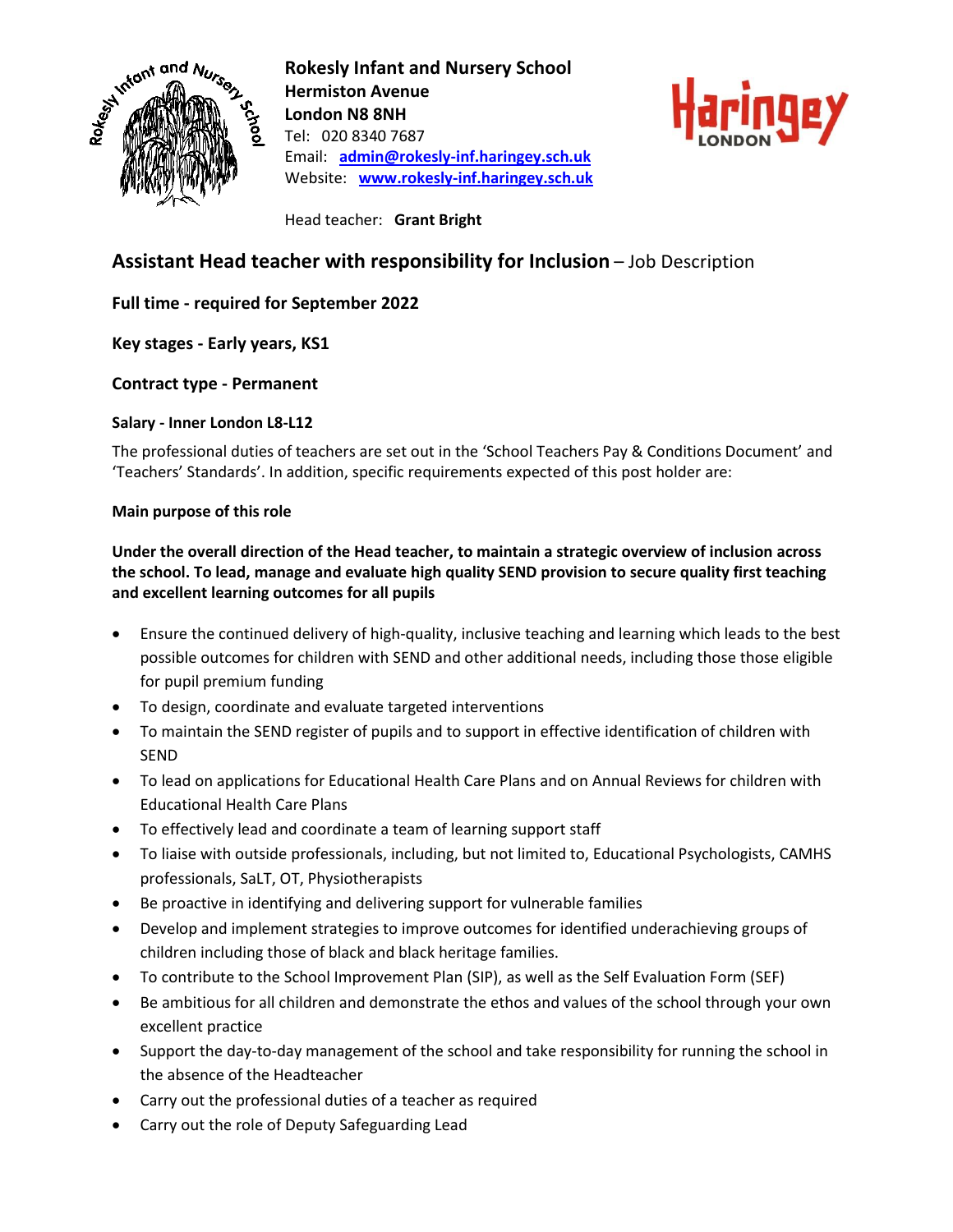**Rokesly Infant and Nursery School**
**Hermiston Avenue**
**London N8 8NH**
Tel: 020 8340 7687
Email: **admin@rokesly-inf.haringey.sch.uk**
Website: **www.rokesly-inf.haringey.sch.uk**

Head teacher: **Grant Bright**

## Assistant Head teacher with responsibility for Inclusion – Job Description

**Full time - required for September 2022**

**Key stages - Early years, KS1**

**Contract type - Permanent**

**Salary - Inner London L8-L12**

The professional duties of teachers are set out in the 'School Teachers Pay & Conditions Document' and 'Teachers' Standards'. In addition, specific requirements expected of this post holder are:

**Main purpose of this role**

**Under the overall direction of the Head teacher, to maintain a strategic overview of inclusion across the school. To lead, manage and evaluate high quality SEND provision to secure quality first teaching and excellent learning outcomes for all pupils**

- Ensure the continued delivery of high-quality, inclusive teaching and learning which leads to the best possible outcomes for children with SEND and other additional needs, including those those eligible for pupil premium funding
- To design, coordinate and evaluate targeted interventions
- To maintain the SEND register of pupils and to support in effective identification of children with SEND
- To lead on applications for Educational Health Care Plans and on Annual Reviews for children with Educational Health Care Plans
- To effectively lead and coordinate a team of learning support staff
- To liaise with outside professionals, including, but not limited to, Educational Psychologists, CAMHS professionals, SaLT, OT, Physiotherapists
- Be proactive in identifying and delivering support for vulnerable families
- Develop and implement strategies to improve outcomes for identified underachieving groups of children including those of black and black heritage families.
- To contribute to the School Improvement Plan (SIP), as well as the Self Evaluation Form (SEF)
- Be ambitious for all children and demonstrate the ethos and values of the school through your own excellent practice
- Support the day-to-day management of the school and take responsibility for running the school in the absence of the Headteacher
- Carry out the professional duties of a teacher as required
- Carry out the role of Deputy Safeguarding Lead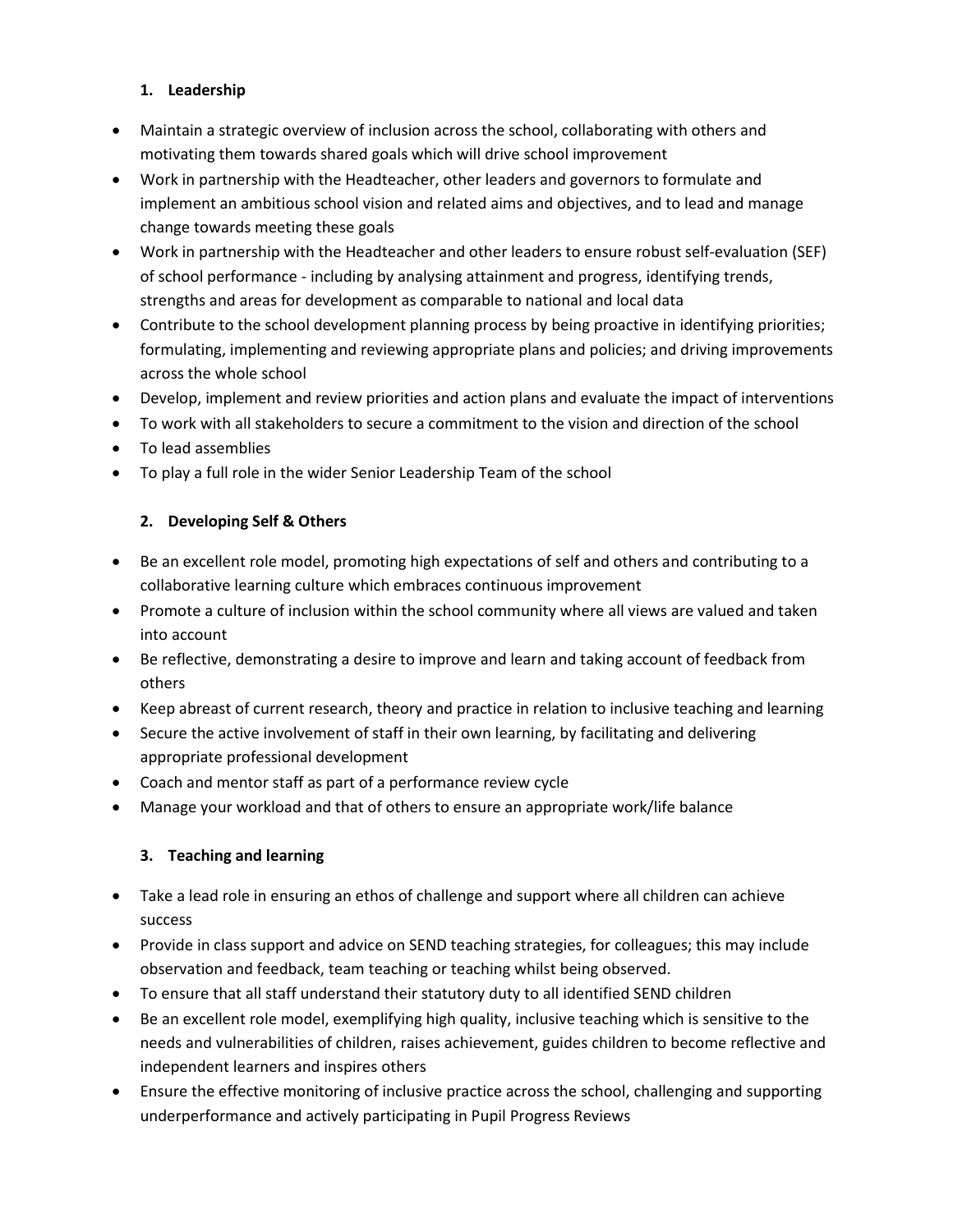### 1. Leadership

- Maintain a strategic overview of inclusion across the school, collaborating with others and motivating them towards shared goals which will drive school improvement
- Work in partnership with the Headteacher, other leaders and governors to formulate and implement an ambitious school vision and related aims and objectives, and to lead and manage change towards meeting these goals
- Work in partnership with the Headteacher and other leaders to ensure robust self-evaluation (SEF) of school performance - including by analysing attainment and progress, identifying trends, strengths and areas for development as comparable to national and local data
- Contribute to the school development planning process by being proactive in identifying priorities; formulating, implementing and reviewing appropriate plans and policies; and driving improvements across the whole school
- Develop, implement and review priorities and action plans and evaluate the impact of interventions
- To work with all stakeholders to secure a commitment to the vision and direction of the school
- To lead assemblies
- To play a full role in the wider Senior Leadership Team of the school

### 2. Developing Self & Others

- Be an excellent role model, promoting high expectations of self and others and contributing to a collaborative learning culture which embraces continuous improvement
- Promote a culture of inclusion within the school community where all views are valued and taken into account
- Be reflective, demonstrating a desire to improve and learn and taking account of feedback from others
- Keep abreast of current research, theory and practice in relation to inclusive teaching and learning
- Secure the active involvement of staff in their own learning, by facilitating and delivering appropriate professional development
- Coach and mentor staff as part of a performance review cycle
- Manage your workload and that of others to ensure an appropriate work/life balance

### 3. Teaching and learning

- Take a lead role in ensuring an ethos of challenge and support where all children can achieve success
- Provide in class support and advice on SEND teaching strategies, for colleagues; this may include observation and feedback, team teaching or teaching whilst being observed.
- To ensure that all staff understand their statutory duty to all identified SEND children
- Be an excellent role model, exemplifying high quality, inclusive teaching which is sensitive to the needs and vulnerabilities of children, raises achievement, guides children to become reflective and independent learners and inspires others
- Ensure the effective monitoring of inclusive practice across the school, challenging and supporting underperformance and actively participating in Pupil Progress Reviews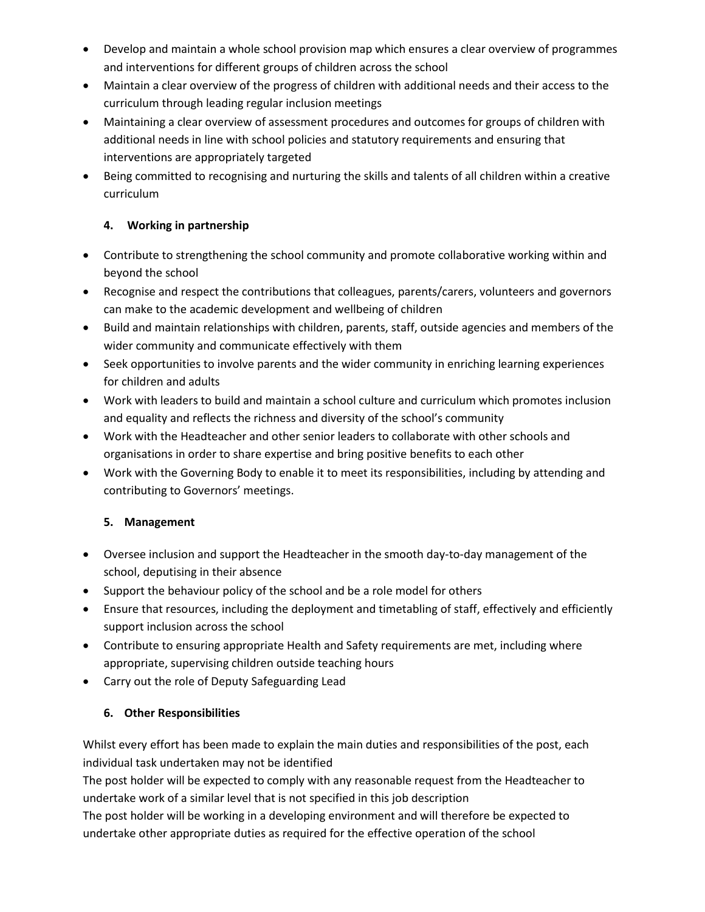- Develop and maintain a whole school provision map which ensures a clear overview of programmes and interventions for different groups of children across the school
- Maintain a clear overview of the progress of children with additional needs and their access to the curriculum through leading regular inclusion meetings
- Maintaining a clear overview of assessment procedures and outcomes for groups of children with additional needs in line with school policies and statutory requirements and ensuring that interventions are appropriately targeted
- Being committed to recognising and nurturing the skills and talents of all children within a creative curriculum

### 4. Working in partnership

- Contribute to strengthening the school community and promote collaborative working within and beyond the school
- Recognise and respect the contributions that colleagues, parents/carers, volunteers and governors can make to the academic development and wellbeing of children
- Build and maintain relationships with children, parents, staff, outside agencies and members of the wider community and communicate effectively with them
- Seek opportunities to involve parents and the wider community in enriching learning experiences for children and adults
- Work with leaders to build and maintain a school culture and curriculum which promotes inclusion and equality and reflects the richness and diversity of the school's community
- Work with the Headteacher and other senior leaders to collaborate with other schools and organisations in order to share expertise and bring positive benefits to each other
- Work with the Governing Body to enable it to meet its responsibilities, including by attending and contributing to Governors' meetings.

### 5. Management

- Oversee inclusion and support the Headteacher in the smooth day-to-day management of the school, deputising in their absence
- Support the behaviour policy of the school and be a role model for others
- Ensure that resources, including the deployment and timetabling of staff, effectively and efficiently support inclusion across the school
- Contribute to ensuring appropriate Health and Safety requirements are met, including where appropriate, supervising children outside teaching hours
- Carry out the role of Deputy Safeguarding Lead

### 6. Other Responsibilities

Whilst every effort has been made to explain the main duties and responsibilities of the post, each individual task undertaken may not be identified
The post holder will be expected to comply with any reasonable request from the Headteacher to undertake work of a similar level that is not specified in this job description
The post holder will be working in a developing environment and will therefore be expected to undertake other appropriate duties as required for the effective operation of the school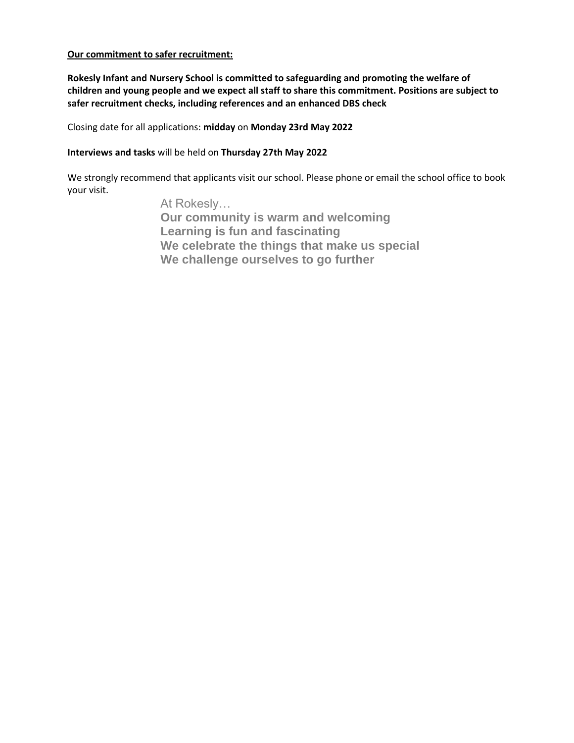**Our commitment to safer recruitment:**

**Rokesly Infant and Nursery School is committed to safeguarding and promoting the welfare of children and young people and we expect all staff to share this commitment. Positions are subject to safer recruitment checks, including references and an enhanced DBS check**

Closing date for all applications: **midday** on **Monday 23rd May 2022**

**Interviews and tasks** will be held on **Thursday 27th May 2022**

We strongly recommend that applicants visit our school. Please phone or email the school office to book your visit.

At Rokesly…

**Our community is warm and welcoming**

**Learning is fun and fascinating**

**We celebrate the things that make us special**

**We challenge ourselves to go further**